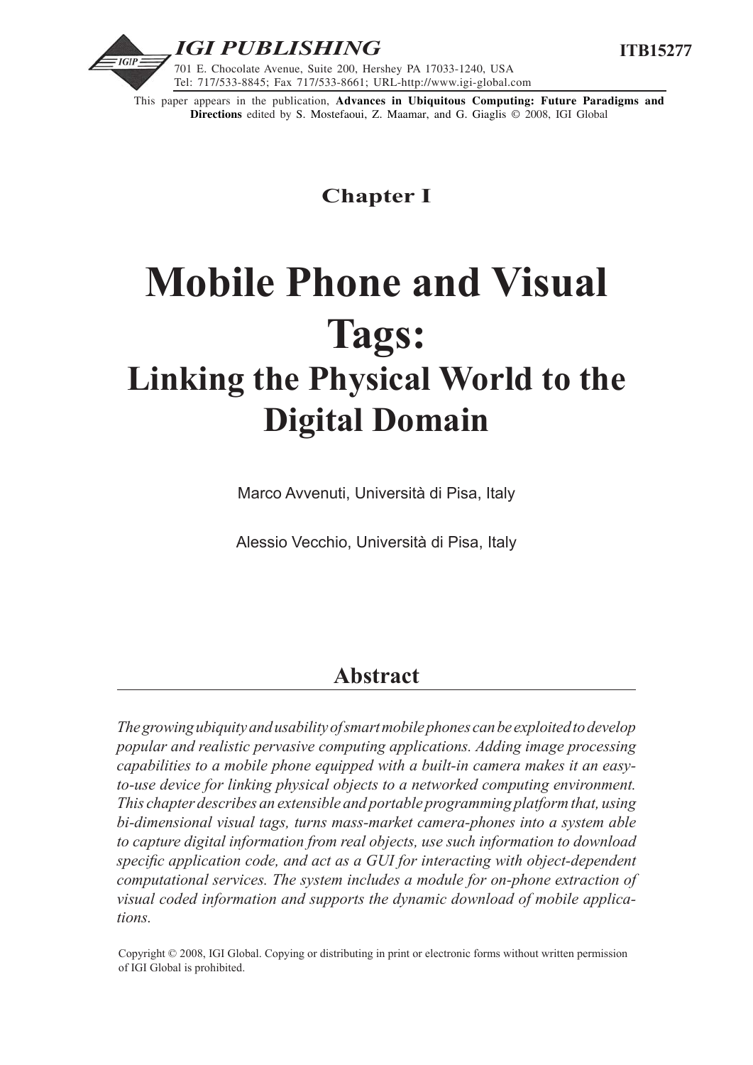**IGI PUBLISHING**

701 E. Chocolate Avenue, Suite 200, Hershey PA 17033-1240, USA
Tel: 717/533-8845; Fax 717/533-8661; URL-http://www.igi-global.com

**ITB15277**

This paper appears in the publication, **Advances in Ubiquitous Computing: Future Paradigms and Directions** edited by S. Mostefaoui, Z. Maamar, and G. Giaglis © 2008, IGI Global

## Chapter I

# Mobile Phone and Visual Tags:
## Linking the Physical World to the Digital Domain

Marco Avvenuti, Università di Pisa, Italy

Alessio Vecchio, Università di Pisa, Italy

## Abstract

*The growing ubiquity and usability of smart mobile phones can be exploited to develop popular and realistic pervasive computing applications. Adding image processing capabilities to a mobile phone equipped with a built-in camera makes it an easy-to-use device for linking physical objects to a networked computing environment. This chapter describes an extensible and portable programming platform that, using bi-dimensional visual tags, turns mass-market camera-phones into a system able to capture digital information from real objects, use such information to download specific application code, and act as a GUI for interacting with object-dependent computational services. The system includes a module for on-phone extraction of visual coded information and supports the dynamic download of mobile applications.*

Copyright © 2008, IGI Global. Copying or distributing in print or electronic forms without written permission of IGI Global is prohibited.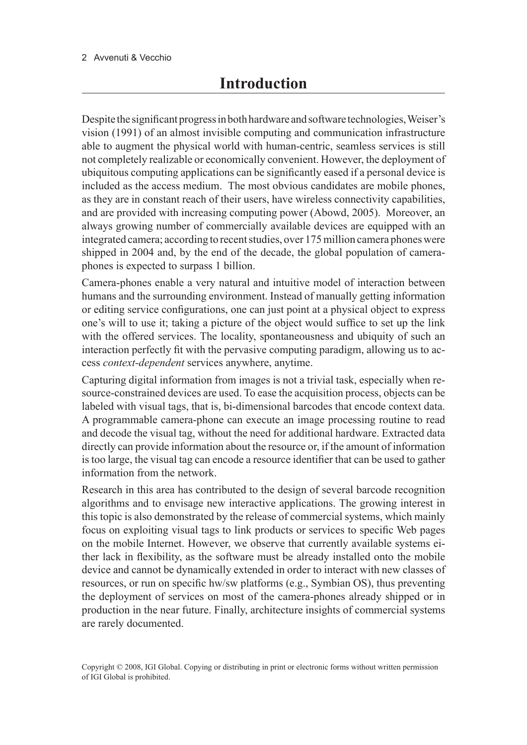# Introduction

Despite the significant progress in both hardware and software technologies, Weiser's vision (1991) of an almost invisible computing and communication infrastructure able to augment the physical world with human-centric, seamless services is still not completely realizable or economically convenient. However, the deployment of ubiquitous computing applications can be significantly eased if a personal device is included as the access medium. The most obvious candidates are mobile phones, as they are in constant reach of their users, have wireless connectivity capabilities, and are provided with increasing computing power (Abowd, 2005). Moreover, an always growing number of commercially available devices are equipped with an integrated camera; according to recent studies, over 175 million camera phones were shipped in 2004 and, by the end of the decade, the global population of camera-phones is expected to surpass 1 billion.

Camera-phones enable a very natural and intuitive model of interaction between humans and the surrounding environment. Instead of manually getting information or editing service configurations, one can just point at a physical object to express one's will to use it; taking a picture of the object would suffice to set up the link with the offered services. The locality, spontaneousness and ubiquity of such an interaction perfectly fit with the pervasive computing paradigm, allowing us to access *context-dependent* services anywhere, anytime.

Capturing digital information from images is not a trivial task, especially when resource-constrained devices are used. To ease the acquisition process, objects can be labeled with visual tags, that is, bi-dimensional barcodes that encode context data. A programmable camera-phone can execute an image processing routine to read and decode the visual tag, without the need for additional hardware. Extracted data directly can provide information about the resource or, if the amount of information is too large, the visual tag can encode a resource identifier that can be used to gather information from the network.

Research in this area has contributed to the design of several barcode recognition algorithms and to envisage new interactive applications. The growing interest in this topic is also demonstrated by the release of commercial systems, which mainly focus on exploiting visual tags to link products or services to specific Web pages on the mobile Internet. However, we observe that currently available systems either lack in flexibility, as the software must be already installed onto the mobile device and cannot be dynamically extended in order to interact with new classes of resources, or run on specific hw/sw platforms (e.g., Symbian OS), thus preventing the deployment of services on most of the camera-phones already shipped or in production in the near future. Finally, architecture insights of commercial systems are rarely documented.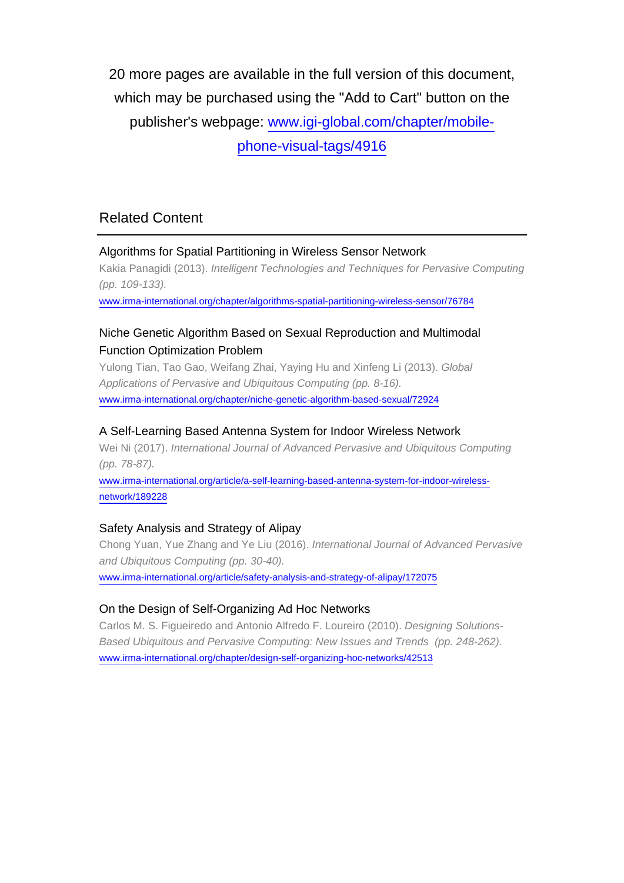20 more pages are available in the full version of this document, which may be purchased using the "Add to Cart" button on the publisher's webpage: [www.igi-global.com/chapter/mobile-phone-visual-tags/4916](www.igi-global.com/chapter/mobile-phone-visual-tags/4916)

## Related Content

### Algorithms for Spatial Partitioning in Wireless Sensor Network

Kakia Panagidi (2013). *Intelligent Technologies and Techniques for Pervasive Computing (pp. 109-133).*

[www.irma-international.org/chapter/algorithms-spatial-partitioning-wireless-sensor/76784](www.irma-international.org/chapter/algorithms-spatial-partitioning-wireless-sensor/76784)

### Niche Genetic Algorithm Based on Sexual Reproduction and Multimodal Function Optimization Problem

Yulong Tian, Tao Gao, Weifang Zhai, Yaying Hu and Xinfeng Li (2013). *Global Applications of Pervasive and Ubiquitous Computing (pp. 8-16).*

[www.irma-international.org/chapter/niche-genetic-algorithm-based-sexual/72924](www.irma-international.org/chapter/niche-genetic-algorithm-based-sexual/72924)

### A Self-Learning Based Antenna System for Indoor Wireless Network

Wei Ni (2017). *International Journal of Advanced Pervasive and Ubiquitous Computing (pp. 78-87).*

[www.irma-international.org/article/a-self-learning-based-antenna-system-for-indoor-wireless-network/189228](www.irma-international.org/article/a-self-learning-based-antenna-system-for-indoor-wireless-network/189228)

### Safety Analysis and Strategy of Alipay

Chong Yuan, Yue Zhang and Ye Liu (2016). *International Journal of Advanced Pervasive and Ubiquitous Computing (pp. 30-40).*

[www.irma-international.org/article/safety-analysis-and-strategy-of-alipay/172075](www.irma-international.org/article/safety-analysis-and-strategy-of-alipay/172075)

### On the Design of Self-Organizing Ad Hoc Networks

Carlos M. S. Figueiredo and Antonio Alfredo F. Loureiro (2010). *Designing Solutions-Based Ubiquitous and Pervasive Computing: New Issues and Trends (pp. 248-262).*

[www.irma-international.org/chapter/design-self-organizing-hoc-networks/42513](www.irma-international.org/chapter/design-self-organizing-hoc-networks/42513)